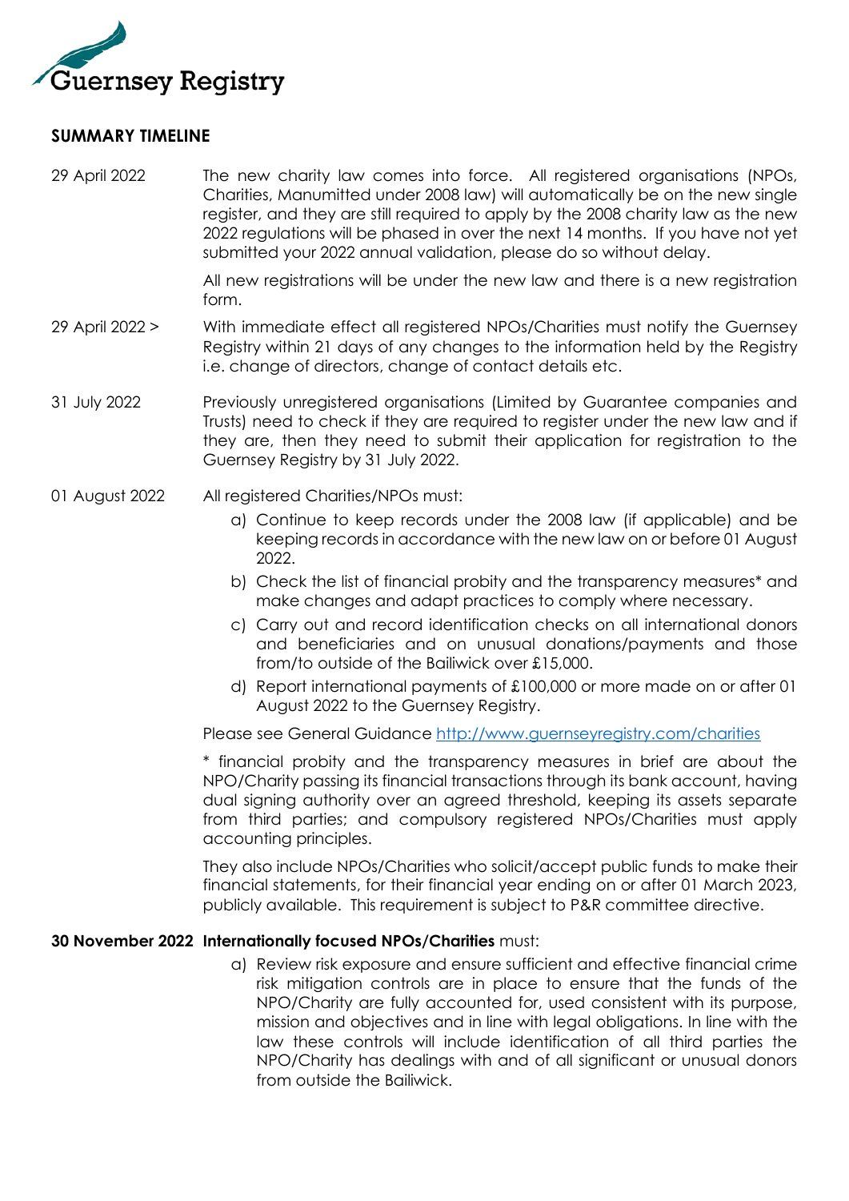Guernsey Registry

## SUMMARY TIMELINE

**29 April 2022**

The new charity law comes into force. All registered organisations (NPOs, Charities, Manumitted under 2008 law) will automatically be on the new single register, and they are still required to apply by the 2008 charity law as the new 2022 regulations will be phased in over the next 14 months. If you have not yet submitted your 2022 annual validation, please do so without delay.

All new registrations will be under the new law and there is a new registration form.

**29 April 2022 >**

With immediate effect all registered NPOs/Charities must notify the Guernsey Registry within 21 days of any changes to the information held by the Registry i.e. change of directors, change of contact details etc.

**31 July 2022**

Previously unregistered organisations (Limited by Guarantee companies and Trusts) need to check if they are required to register under the new law and if they are, then they need to submit their application for registration to the Guernsey Registry by 31 July 2022.

**01 August 2022**

All registered Charities/NPOs must:

a) Continue to keep records under the 2008 law (if applicable) and be keeping records in accordance with the new law on or before 01 August 2022.
b) Check the list of financial probity and the transparency measures* and make changes and adapt practices to comply where necessary.
c) Carry out and record identification checks on all international donors and beneficiaries and on unusual donations/payments and those from/to outside of the Bailiwick over £15,000.
d) Report international payments of £100,000 or more made on or after 01 August 2022 to the Guernsey Registry.

Please see General Guidance [http://www.guernseyregistry.com/charities](http://www.guernseyregistry.com/charities)

* financial probity and the transparency measures in brief are about the NPO/Charity passing its financial transactions through its bank account, having dual signing authority over an agreed threshold, keeping its assets separate from third parties; and compulsory registered NPOs/Charities must apply accounting principles.

They also include NPOs/Charities who solicit/accept public funds to make their financial statements, for their financial year ending on or after 01 March 2023, publicly available. This requirement is subject to P&R committee directive.

**30 November 2022**

**Internationally focused NPOs/Charities** must:

a) Review risk exposure and ensure sufficient and effective financial crime risk mitigation controls are in place to ensure that the funds of the NPO/Charity are fully accounted for, used consistent with its purpose, mission and objectives and in line with legal obligations. In line with the law these controls will include identification of all third parties the NPO/Charity has dealings with and of all significant or unusual donors from outside the Bailiwick.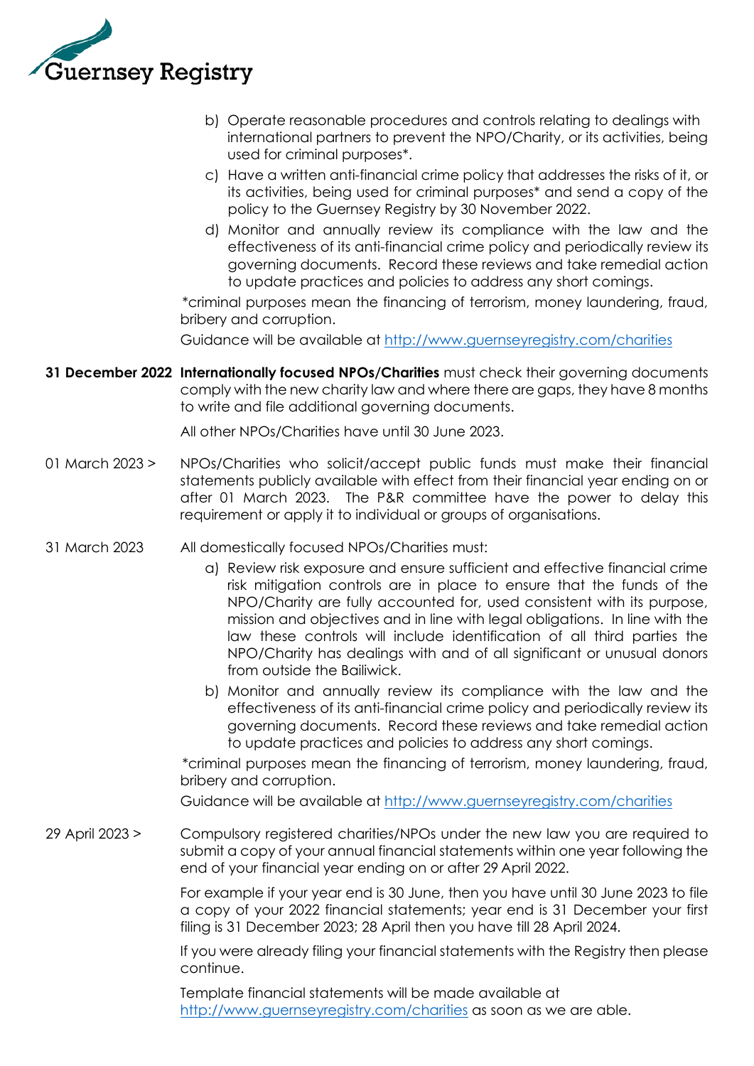b) Operate reasonable procedures and controls relating to dealings with international partners to prevent the NPO/Charity, or its activities, being used for criminal purposes*.

c) Have a written anti-financial crime policy that addresses the risks of it, or its activities, being used for criminal purposes* and send a copy of the policy to the Guernsey Registry by 30 November 2022.

d) Monitor and annually review its compliance with the law and the effectiveness of its anti-financial crime policy and periodically review its governing documents. Record these reviews and take remedial action to update practices and policies to address any short comings.

*criminal purposes mean the financing of terrorism, money laundering, fraud, bribery and corruption.

Guidance will be available at http://www.guernseyregistry.com/charities

**31 December 2022** **Internationally focused NPOs/Charities** must check their governing documents comply with the new charity law and where there are gaps, they have 8 months to write and file additional governing documents.

All other NPOs/Charities have until 30 June 2023.

01 March 2023 > NPOs/Charities who solicit/accept public funds must make their financial statements publicly available with effect from their financial year ending on or after 01 March 2023. The P&R committee have the power to delay this requirement or apply it to individual or groups of organisations.

31 March 2023 All domestically focused NPOs/Charities must:

a) Review risk exposure and ensure sufficient and effective financial crime risk mitigation controls are in place to ensure that the funds of the NPO/Charity are fully accounted for, used consistent with its purpose, mission and objectives and in line with legal obligations. In line with the law these controls will include identification of all third parties the NPO/Charity has dealings with and of all significant or unusual donors from outside the Bailiwick.

b) Monitor and annually review its compliance with the law and the effectiveness of its anti-financial crime policy and periodically review its governing documents. Record these reviews and take remedial action to update practices and policies to address any short comings.

*criminal purposes mean the financing of terrorism, money laundering, fraud, bribery and corruption.

Guidance will be available at http://www.guernseyregistry.com/charities

29 April 2023 > Compulsory registered charities/NPOs under the new law you are required to submit a copy of your annual financial statements within one year following the end of your financial year ending on or after 29 April 2022.

For example if your year end is 30 June, then you have until 30 June 2023 to file a copy of your 2022 financial statements; year end is 31 December your first filing is 31 December 2023; 28 April then you have till 28 April 2024.

If you were already filing your financial statements with the Registry then please continue.

Template financial statements will be made available at http://www.guernseyregistry.com/charities as soon as we are able.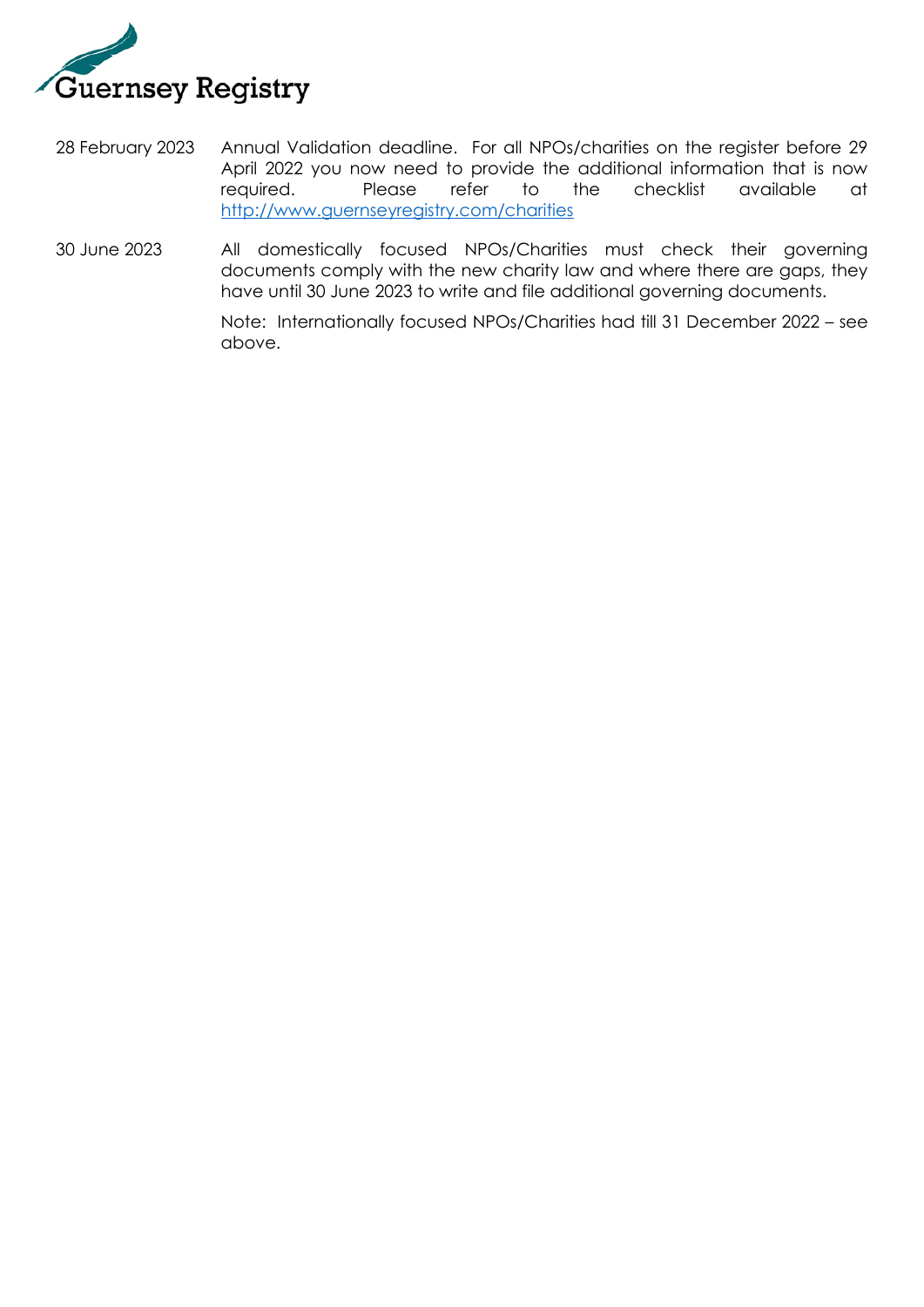| | |
|---|---|
| 28 February 2023 | Annual Validation deadline. For all NPOs/charities on the register before 29 April 2022 you now need to provide the additional information that is now required. Please refer to the checklist available at [http://www.guernseyregistry.com/charities](http://www.guernseyregistry.com/charities) |
| 30 June 2023 | All domestically focused NPOs/Charities must check their governing documents comply with the new charity law and where there are gaps, they have until 30 June 2023 to write and file additional governing documents.<br><br>Note: Internationally focused NPOs/Charities had till 31 December 2022 – see above. |